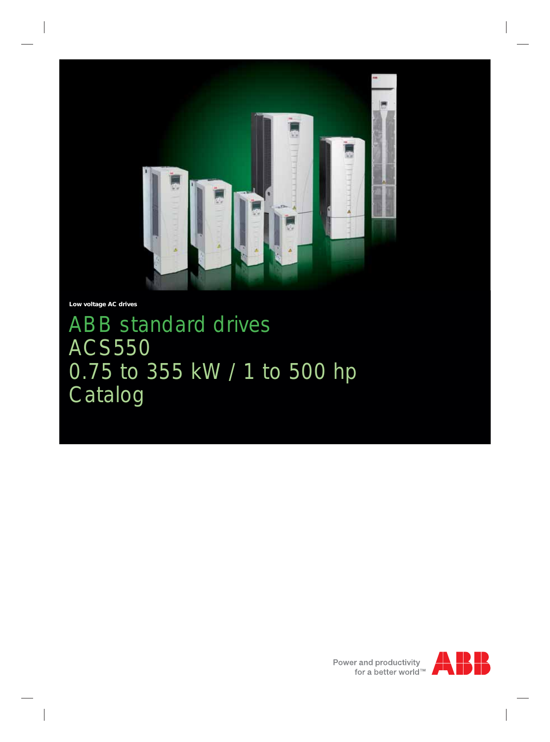Low voltage AC drives

# ABB standard drives ACS550 0.75 to 355 kW / 1 to 500 hp Catalog

Power and productivity for a better world™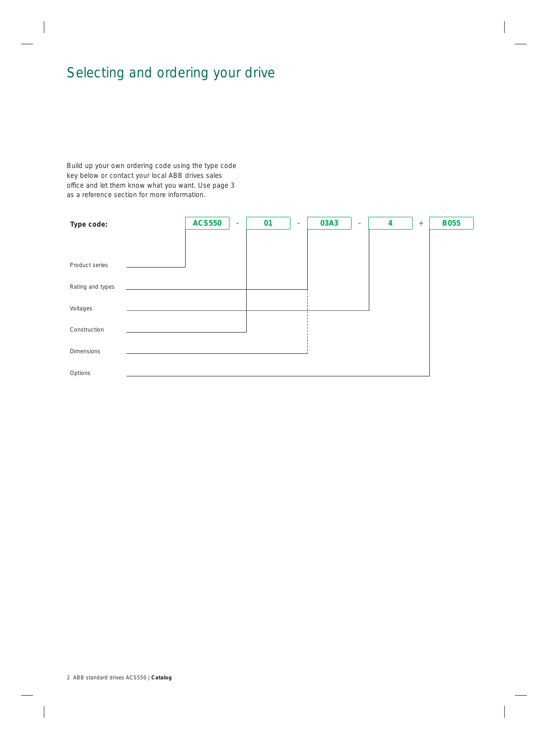# Selecting and ordering your drive

Build up your own ordering code using the type code key below or contact your local ABB drives sales office and let them know what you want. Use page 3 as a reference section for more information.

**Type code:** ACS550 - 01 - 03A3 - 4 + B055

| Field | Code |
| --- | --- |
| Product series | ACS550 |
| Rating and types | 03A3 |
| Voltages | 4 |
| Construction | 01 |
| Dimensions | 03A3 |
| Options | B055 |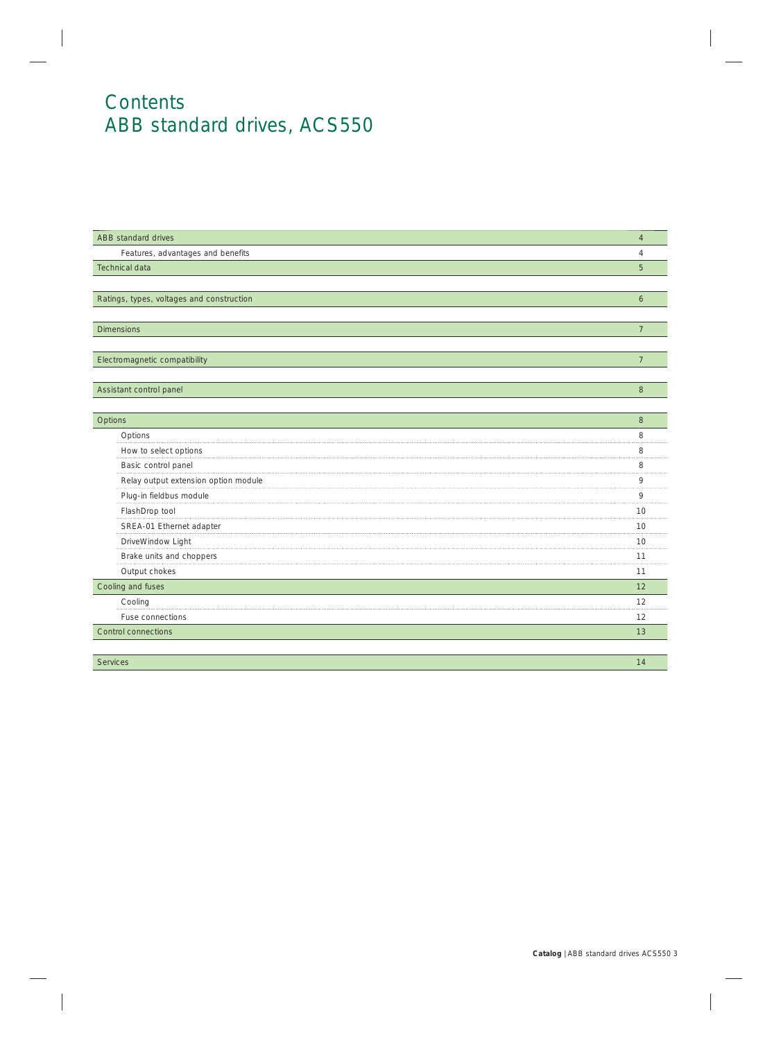# Contents
## ABB standard drives, ACS550

| | |
|---|---|
| ABB standard drives | 4 |
| Features, advantages and benefits | 4 |
| Technical data | 5 |
| Ratings, types, voltages and construction | 6 |
| Dimensions | 7 |
| Electromagnetic compatibility | 7 |
| Assistant control panel | 8 |
| Options | 8 |
| Options | 8 |
| How to select options | 8 |
| Basic control panel | 8 |
| Relay output extension option module | 9 |
| Plug-in fieldbus module | 9 |
| FlashDrop tool | 10 |
| SREA-01 Ethernet adapter | 10 |
| DriveWindow Light | 10 |
| Brake units and choppers | 11 |
| Output chokes | 11 |
| Cooling and fuses | 12 |
| Cooling | 12 |
| Fuse connections | 12 |
| Control connections | 13 |
| Services | 14 |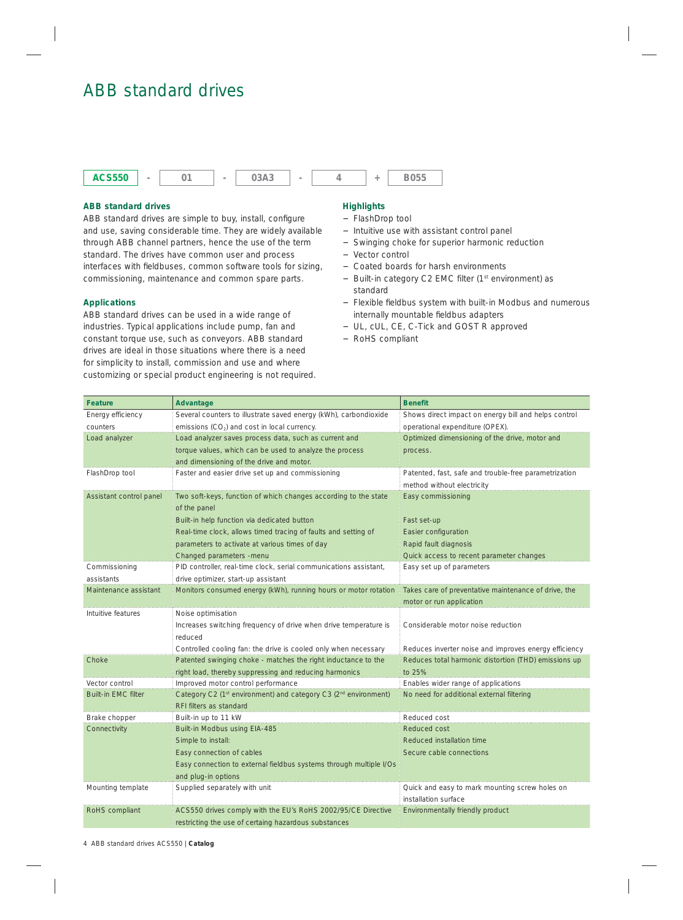# ABB standard drives

ACS550 - 01 - 03A3 - 4 + B055

### ABB standard drives

ABB standard drives are simple to buy, install, configure and use, saving considerable time. They are widely available through ABB channel partners, hence the use of the term standard. The drives have common user and process interfaces with fieldbuses, common software tools for sizing, commissioning, maintenance and common spare parts.

### Applications

ABB standard drives can be used in a wide range of industries. Typical applications include pump, fan and constant torque use, such as conveyors. ABB standard drives are ideal in those situations where there is a need for simplicity to install, commission and use and where customizing or special product engineering is not required.

### Highlights

- FlashDrop tool
- Intuitive use with assistant control panel
- Swinging choke for superior harmonic reduction
- Vector control
- Coated boards for harsh environments
- Built-in category C2 EMC filter (1st environment) as standard
- Flexible fieldbus system with built-in Modbus and numerous internally mountable fieldbus adapters
- UL, cUL, CE, C-Tick and GOST R approved
- RoHS compliant

| Feature | Advantage | Benefit |
|---|---|---|
| Energy efficiency counters | Several counters to illustrate saved energy (kWh), carbondioxide emissions ($CO_2$) and cost in local currency. | Shows direct impact on energy bill and helps control operational expenditure (OPEX). |
| Load analyzer | Load analyzer saves process data, such as current and torque values, which can be used to analyze the process and dimensioning of the drive and motor. | Optimized dimensioning of the drive, motor and process. |
| FlashDrop tool | Faster and easier drive set up and commissioning | Patented, fast, safe and trouble-free parametrization method without electricity |
| Assistant control panel | Two soft-keys, function of which changes according to the state of the panel | Easy commissioning |
| | Built-in help function via dedicated button | Fast set-up |
| | Real-time clock, allows timed tracing of faults and setting of parameters to activate at various times of day | Easier configuration<br>Rapid fault diagnosis |
| | Changed parameters -menu | Quick access to recent parameter changes |
| Commissioning assistants | PID controller, real-time clock, serial communications assistant, drive optimizer, start-up assistant | Easy set up of parameters |
| Maintenance assistant | Monitors consumed energy (kWh), running hours or motor rotation | Takes care of preventative maintenance of drive, the motor or run application |
| Intuitive features | Noise optimisation | |
| | Increases switching frequency of drive when drive temperature is reduced | Considerable motor noise reduction |
| | Controlled cooling fan: the drive is cooled only when necessary | Reduces inverter noise and improves energy efficiency |
| Choke | Patented swinging choke - matches the right inductance to the right load, thereby suppressing and reducing harmonics | Reduces total harmonic distortion (THD) emissions up to 25% |
| Vector control | Improved motor control performance | Enables wider range of applications |
| Built-in EMC filter | Category C2 (1st environment) and category C3 (2nd environment) RFI filters as standard | No need for additional external filtering |
| Brake chopper | Built-in up to 11 kW | Reduced cost |
| Connectivity | Built-in Modbus using EIA-485 | Reduced cost |
| | Simple to install: | Reduced installation time |
| | Easy connection of cables | Secure cable connections |
| | Easy connection to external fieldbus systems through multiple I/Os and plug-in options | |
| Mounting template | Supplied separately with unit | Quick and easy to mark mounting screw holes on installation surface |
| RoHS compliant | ACS550 drives comply with the EU's RoHS 2002/95/CE Directive restricting the use of certaing hazardous substances | Environmentally friendly product |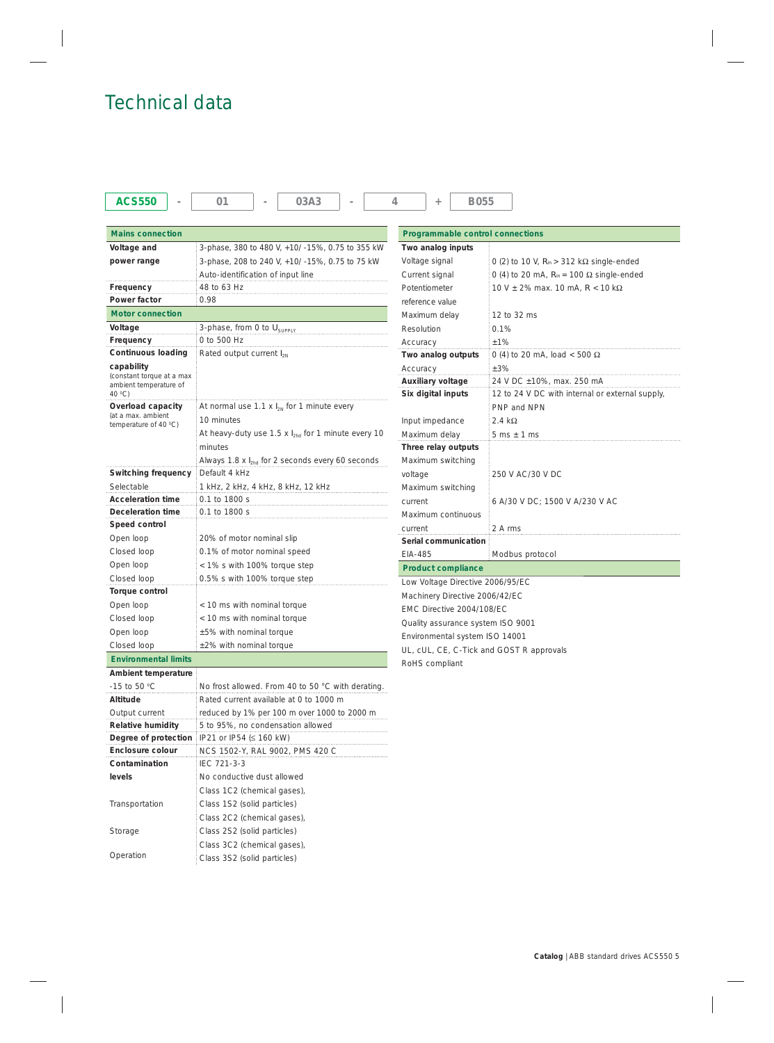# Technical data

ACS550 - 01 - 03A3 - 4 + B055

| Mains connection | |
|---|---|
| **Voltage and power range** | 3-phase, 380 to 480 V, +10/ -15%, 0.75 to 355 kW |
| | 3-phase, 208 to 240 V, +10/ -15%, 0.75 to 75 kW |
| | Auto-identification of input line |
| **Frequency** | 48 to 63 Hz |
| **Power factor** | 0.98 |
| **Motor connection** | |
| **Voltage** | 3-phase, from 0 to $U_{SUPPLY}$ |
| **Frequency** | 0 to 500 Hz |
| **Continuous loading capability** (constant torque at a max ambient temperature of 40 °C) | Rated output current $I_{2N}$ |
| **Overload capacity** (at a max. ambient temperature of 40 °C) | At normal use 1.1 x $I_{2N}$ for 1 minute every 10 minutes |
| | At heavy-duty use 1.5 x $I_{2hd}$ for 1 minute every 10 minutes |
| | Always 1.8 x $I_{2hd}$ for 2 seconds every 60 seconds |
| **Switching frequency** | Default 4 kHz |
| Selectable | 1 kHz, 2 kHz, 4 kHz, 8 kHz, 12 kHz |
| **Acceleration time** | 0.1 to 1800 s |
| **Deceleration time** | 0.1 to 1800 s |
| **Speed control** | |
| Open loop | 20% of motor nominal slip |
| Closed loop | 0.1% of motor nominal speed |
| Open loop | < 1% s with 100% torque step |
| Closed loop | 0.5% s with 100% torque step |
| **Torque control** | |
| Open loop | < 10 ms with nominal torque |
| Closed loop | < 10 ms with nominal torque |
| Open loop | ±5% with nominal torque |
| Closed loop | ±2% with nominal torque |
| **Environmental limits** | |
| **Ambient temperature** | |
| -15 to 50 °C | No frost allowed. From 40 to 50 °C with derating. |
| **Altitude** | Rated current available at 0 to 1000 m |
| Output current | reduced by 1% per 100 m over 1000 to 2000 m |
| **Relative humidity** | 5 to 95%, no condensation allowed |
| **Degree of protection** | IP21 or IP54 (≤ 160 kW) |
| **Enclosure colour** | NCS 1502-Y, RAL 9002, PMS 420 C |
| **Contamination levels** | IEC 721-3-3 |
| | No conductive dust allowed |
| Transportation | Class 1C2 (chemical gases), Class 1S2 (solid particles) |
| Storage | Class 2C2 (chemical gases), Class 2S2 (solid particles) |
| Operation | Class 3C2 (chemical gases), Class 3S2 (solid particles) |

| Programmable control connections | |
|---|---|
| **Two analog inputs** | |
| Voltage signal | 0 (2) to 10 V, $R_{in}$ > 312 kΩ single-ended |
| Current signal | 0 (4) to 20 mA, $R_{in}$ = 100 Ω single-ended |
| Potentiometer reference value | 10 V ± 2% max. 10 mA, R < 10 kΩ |
| Maximum delay | 12 to 32 ms |
| Resolution | 0.1% |
| Accuracy | ±1% |
| **Two analog outputs** | 0 (4) to 20 mA, load < 500 Ω |
| Accuracy | ±3% |
| **Auxiliary voltage** | 24 V DC ±10%, max. 250 mA |
| **Six digital inputs** | 12 to 24 V DC with internal or external supply, PNP and NPN |
| Input impedance | 2.4 kΩ |
| Maximum delay | 5 ms ± 1 ms |
| **Three relay outputs** | |
| Maximum switching voltage | 250 V AC/30 V DC |
| Maximum switching current | 6 A/30 V DC; 1500 V A/230 V AC |
| Maximum continuous current | 2 A rms |
| **Serial communication** | |
| EIA-485 | Modbus protocol |

| Product compliance |
|---|
| Low Voltage Directive 2006/95/EC |
| Machinery Directive 2006/42/EC |
| EMC Directive 2004/108/EC |
| Quality assurance system ISO 9001 |
| Environmental system ISO 14001 |
| UL, cUL, CE, C-Tick and GOST R approvals |
| RoHS compliant |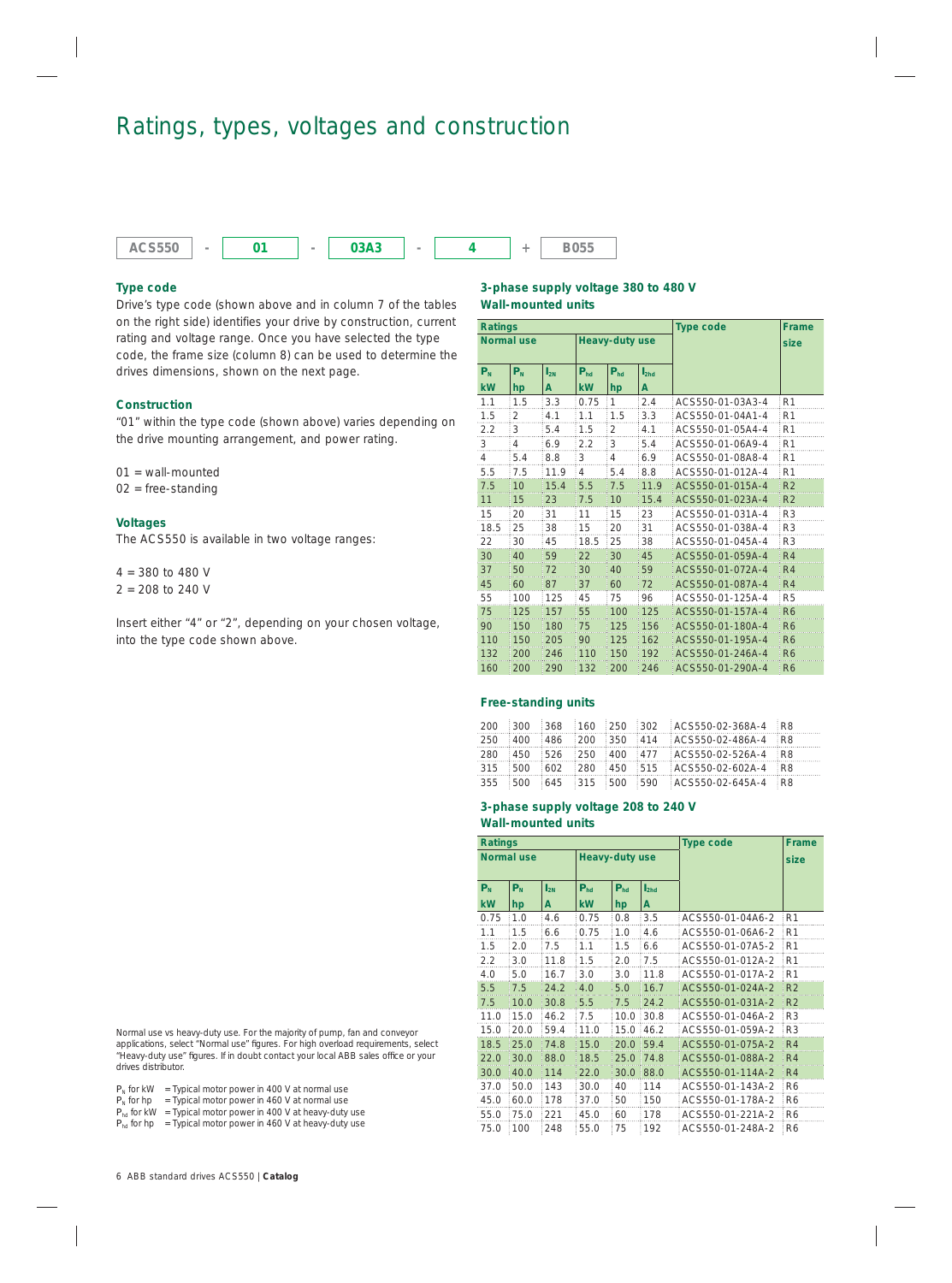# Ratings, types, voltages and construction

| ACS550 | - | 01 | - | 03A3 | - | 4 | + | B055 |
|---|---|---|---|---|---|---|---|---|

### Type code

Drive's type code (shown above and in column 7 of the tables on the right side) identifies your drive by construction, current rating and voltage range. Once you have selected the type code, the frame size (column 8) can be used to determine the drives dimensions, shown on the next page.

### Construction

"01" within the type code (shown above) varies depending on the drive mounting arrangement, and power rating.

01 = wall-mounted
02 = free-standing

### Voltages

The ACS550 is available in two voltage ranges:

4 = 380 to 480 V
2 = 208 to 240 V

Insert either "4" or "2", depending on your chosen voltage, into the type code shown above.

Normal use vs heavy-duty use. For the majority of pump, fan and conveyor applications, select "Normal use" figures. For high overload requirements, select "Heavy-duty use" figures. If in doubt contact your local ABB sales office or your drives distributor.

$P_N$ for kW = Typical motor power in 400 V at normal use
$P_N$ for hp = Typical motor power in 460 V at normal use
$P_{hd}$ for kW = Typical motor power in 400 V at heavy-duty use
$P_{hd}$ for hp = Typical motor power in 460 V at heavy-duty use

### 3-phase supply voltage 380 to 480 V
### Wall-mounted units

| Ratings | | | | | | Type code | Frame size |
|---|---|---|---|---|---|---|---|
| Normal use | | | Heavy-duty use | | | | |
| $P_N$ kW | $P_N$ hp | $I_{2N}$ A | $P_{hd}$ kW | $P_{hd}$ hp | $I_{2hd}$ A | | |
| 1.1 | 1.5 | 3.3 | 0.75 | 1 | 2.4 | ACS550-01-03A3-4 | R1 |
| 1.5 | 2 | 4.1 | 1.1 | 1.5 | 3.3 | ACS550-01-04A1-4 | R1 |
| 2.2 | 3 | 5.4 | 1.5 | 2 | 4.1 | ACS550-01-05A4-4 | R1 |
| 3 | 4 | 6.9 | 2.2 | 3 | 5.4 | ACS550-01-06A9-4 | R1 |
| 4 | 5.4 | 8.8 | 3 | 4 | 6.9 | ACS550-01-08A8-4 | R1 |
| 5.5 | 7.5 | 11.9 | 4 | 5.4 | 8.8 | ACS550-01-012A-4 | R1 |
| 7.5 | 10 | 15.4 | 5.5 | 7.5 | 11.9 | ACS550-01-015A-4 | R2 |
| 11 | 15 | 23 | 7.5 | 10 | 15.4 | ACS550-01-023A-4 | R2 |
| 15 | 20 | 31 | 11 | 15 | 23 | ACS550-01-031A-4 | R3 |
| 18.5 | 25 | 38 | 15 | 20 | 31 | ACS550-01-038A-4 | R3 |
| 22 | 30 | 45 | 18.5 | 25 | 38 | ACS550-01-045A-4 | R3 |
| 30 | 40 | 59 | 22 | 30 | 45 | ACS550-01-059A-4 | R4 |
| 37 | 50 | 72 | 30 | 40 | 59 | ACS550-01-072A-4 | R4 |
| 45 | 60 | 87 | 37 | 60 | 72 | ACS550-01-087A-4 | R4 |
| 55 | 100 | 125 | 45 | 75 | 96 | ACS550-01-125A-4 | R5 |
| 75 | 125 | 157 | 55 | 100 | 125 | ACS550-01-157A-4 | R6 |
| 90 | 150 | 180 | 75 | 125 | 156 | ACS550-01-180A-4 | R6 |
| 110 | 150 | 205 | 90 | 125 | 162 | ACS550-01-195A-4 | R6 |
| 132 | 200 | 246 | 110 | 150 | 192 | ACS550-01-246A-4 | R6 |
| 160 | 200 | 290 | 132 | 200 | 246 | ACS550-01-290A-4 | R6 |

### Free-standing units

| $P_N$ kW | $P_N$ hp | $I_{2N}$ A | $P_{hd}$ kW | $P_{hd}$ hp | $I_{2hd}$ A | Type code | Frame size |
|---|---|---|---|---|---|---|---|
| 200 | 300 | 368 | 160 | 250 | 302 | ACS550-02-368A-4 | R8 |
| 250 | 400 | 486 | 200 | 350 | 414 | ACS550-02-486A-4 | R8 |
| 280 | 450 | 526 | 250 | 400 | 477 | ACS550-02-526A-4 | R8 |
| 315 | 500 | 602 | 280 | 450 | 515 | ACS550-02-602A-4 | R8 |
| 355 | 500 | 645 | 315 | 500 | 590 | ACS550-02-645A-4 | R8 |

### 3-phase supply voltage 208 to 240 V
### Wall-mounted units

| Ratings | | | | | | Type code | Frame size |
|---|---|---|---|---|---|---|---|
| Normal use | | | Heavy-duty use | | | | |
| $P_N$ kW | $P_N$ hp | $I_{2N}$ A | $P_{hd}$ kW | $P_{hd}$ hp | $I_{2hd}$ A | | |
| 0.75 | 1.0 | 4.6 | 0.75 | 0.8 | 3.5 | ACS550-01-04A6-2 | R1 |
| 1.1 | 1.5 | 6.6 | 0.75 | 1.0 | 4.6 | ACS550-01-06A6-2 | R1 |
| 1.5 | 2.0 | 7.5 | 1.1 | 1.5 | 6.6 | ACS550-01-07A5-2 | R1 |
| 2.2 | 3.0 | 11.8 | 1.5 | 2.0 | 7.5 | ACS550-01-012A-2 | R1 |
| 4.0 | 5.0 | 16.7 | 3.0 | 3.0 | 11.8 | ACS550-01-017A-2 | R1 |
| 5.5 | 7.5 | 24.2 | 4.0 | 5.0 | 16.7 | ACS550-01-024A-2 | R2 |
| 7.5 | 10.0 | 30.8 | 5.5 | 7.5 | 24.2 | ACS550-01-031A-2 | R2 |
| 11.0 | 15.0 | 46.2 | 7.5 | 10.0 | 30.8 | ACS550-01-046A-2 | R3 |
| 15.0 | 20.0 | 59.4 | 11.0 | 15.0 | 46.2 | ACS550-01-059A-2 | R3 |
| 18.5 | 25.0 | 74.8 | 15.0 | 20.0 | 59.4 | ACS550-01-075A-2 | R4 |
| 22.0 | 30.0 | 88.0 | 18.5 | 25.0 | 74.8 | ACS550-01-088A-2 | R4 |
| 30.0 | 40.0 | 114 | 22.0 | 30.0 | 88.0 | ACS550-01-114A-2 | R4 |
| 37.0 | 50.0 | 143 | 30.0 | 40 | 114 | ACS550-01-143A-2 | R6 |
| 45.0 | 60.0 | 178 | 37.0 | 50 | 150 | ACS550-01-178A-2 | R6 |
| 55.0 | 75.0 | 221 | 45.0 | 60 | 178 | ACS550-01-221A-2 | R6 |
| 75.0 | 100 | 248 | 55.0 | 75 | 192 | ACS550-01-248A-2 | R6 |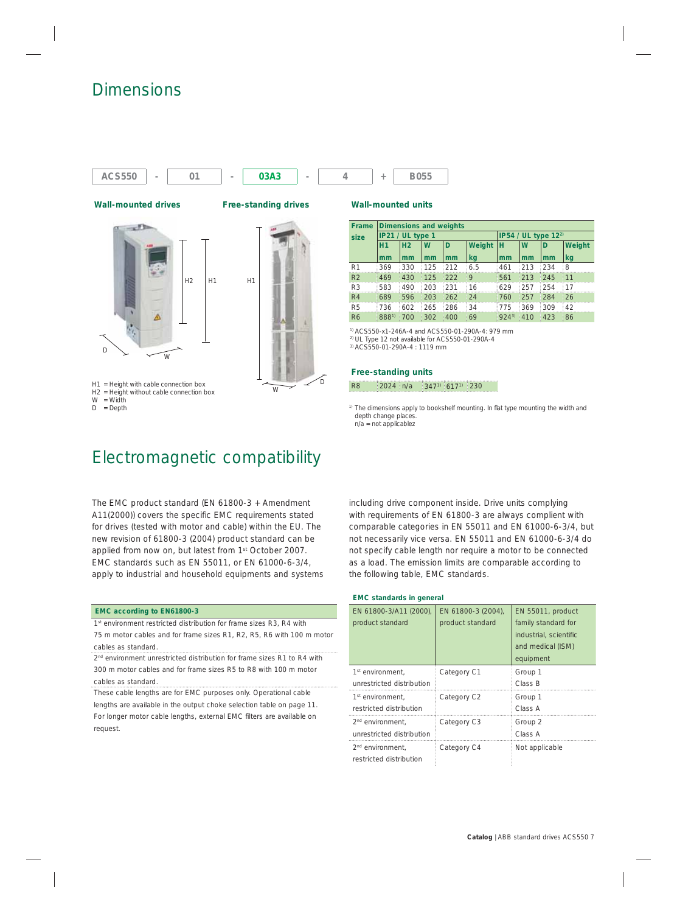# Dimensions

ACS550 - 01 - 03A3 - 4 + B055

### Wall-mounted drives

### Free-standing drives

H1 = Height with cable connection box
H2 = Height without cable connection box
W = Width
D = Depth

### Wall-mounted units

| Frame size | Dimensions and weights | | | | | | | | |
|---|---|---|---|---|---|---|---|---|---|
| | IP21 / UL type 1 | | | | | IP54 / UL type 12[2] | | | |
| | H1 | H2 | W | D | Weight | H | W | D | Weight |
| | mm | mm | mm | mm | kg | mm | mm | mm | kg |
| R1 | 369 | 330 | 125 | 212 | 6.5 | 461 | 213 | 234 | 8 |
| R2 | 469 | 430 | 125 | 222 | 9 | 561 | 213 | 245 | 11 |
| R3 | 583 | 490 | 203 | 231 | 16 | 629 | 257 | 254 | 17 |
| R4 | 689 | 596 | 203 | 262 | 24 | 760 | 257 | 284 | 26 |
| R5 | 736 | 602 | 265 | 286 | 34 | 775 | 369 | 309 | 42 |
| R6 | 888[1] | 700 | 302 | 400 | 69 | 924[3] | 410 | 423 | 86 |

[1] ACS550-x1-246A-4 and ACS550-01-290A-4: 979 mm
[2] UL Type 12 not available for ACS550-01-290A-4
[3] ACS550-01-290A-4 : 1119 mm

### Free-standing units

| Frame size | H1 | H2 | W | D | Weight |
|---|---|---|---|---|---|
| R8 | 2024 | n/a | 347[1] | 617[1] | 230 |

[1] The dimensions apply to bookshelf mounting. In flat type mounting the width and depth change places.
n/a = not applicablez

# Electromagnetic compatibility

The EMC product standard (EN 61800-3 + Amendment A11(2000)) covers the specific EMC requirements stated for drives (tested with motor and cable) within the EU. The new revision of 61800-3 (2004) product standard can be applied from now on, but latest from 1st October 2007. EMC standards such as EN 55011, or EN 61000-6-3/4, apply to industrial and household equipments and systems including drive component inside. Drive units complying with requirements of EN 61800-3 are always complient with comparable categories in EN 55011 and EN 61000-6-3/4, but not necessarily vice versa. EN 55011 and EN 61000-6-3/4 do not specify cable length nor require a motor to be connected as a load. The emission limits are comparable according to the following table, EMC standards.

| EMC according to EN61800-3 |
|---|
| 1st environment restricted distribution for frame sizes R3, R4 with 75 m motor cables and for frame sizes R1, R2, R5, R6 with 100 m motor cables as standard. |
| 2nd environment unrestricted distribution for frame sizes R1 to R4 with 300 m motor cables and for frame sizes R5 to R8 with 100 m motor cables as standard. |
| These cable lengths are for EMC purposes only. Operational cable lengths are available in the output choke selection table on page 11. For longer motor cable lengths, external EMC filters are available on request. |

**EMC standards in general**

| EN 61800-3/A11 (2000), product standard | EN 61800-3 (2004), product standard | EN 55011, product family standard for industrial, scientific and medical (ISM) equipment |
|---|---|---|
| 1st environment, unrestricted distribution | Category C1 | Group 1 Class B |
| 1st environment, restricted distribution | Category C2 | Group 1 Class A |
| 2nd environment, unrestricted distribution | Category C3 | Group 2 Class A |
| 2nd environment, restricted distribution | Category C4 | Not applicable |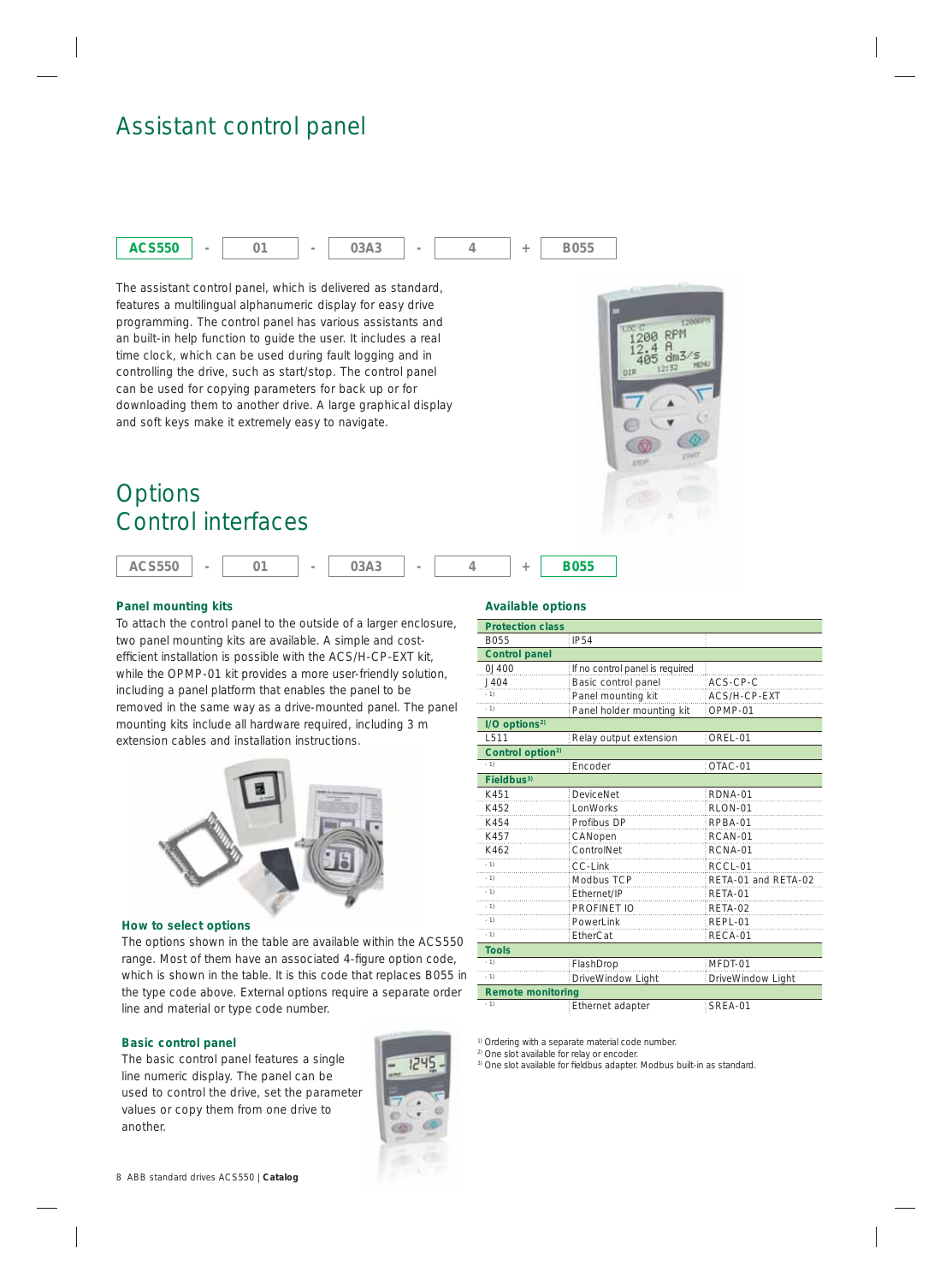# Assistant control panel

| ACS550 | - | 01 | - | 03A3 | - | 4 | + | B055 |
|---|---|---|---|---|---|---|---|---|

The assistant control panel, which is delivered as standard, features a multilingual alphanumeric display for easy drive programming. The control panel has various assistants and an built-in help function to guide the user. It includes a real time clock, which can be used during fault logging and in controlling the drive, such as start/stop. The control panel can be used for copying parameters for back up or for downloading them to another drive. A large graphical display and soft keys make it extremely easy to navigate.

# Options
# Control interfaces

| ACS550 | - | 01 | - | 03A3 | - | 4 | + | B055 |
|---|---|---|---|---|---|---|---|---|

### Panel mounting kits

To attach the control panel to the outside of a larger enclosure, two panel mounting kits are available. A simple and cost-efficient installation is possible with the ACS/H-CP-EXT kit, while the OPMP-01 kit provides a more user-friendly solution, including a panel platform that enables the panel to be removed in the same way as a drive-mounted panel. The panel mounting kits include all hardware required, including 3 m extension cables and installation instructions.

### How to select options

The options shown in the table are available within the ACS550 range. Most of them have an associated 4-figure option code, which is shown in the table. It is this code that replaces B055 in the type code above. External options require a separate order line and material or type code number.

### Basic control panel

The basic control panel features a single line numeric display. The panel can be used to control the drive, set the parameter values or copy them from one drive to another.

### Available options

| | | |
|---|---|---|
| **Protection class** | | |
| B055 | IP54 | |
| **Control panel** | | |
| 0J400 | If no control panel is required | |
| J404 | Basic control panel | ACS-CP-C |
| - 1) | Panel mounting kit | ACS/H-CP-EXT |
| - 1) | Panel holder mounting kit | OPMP-01 |
| **I/O options 2)** | | |
| L511 | Relay output extension | OREL-01 |
| **Control option 2)** | | |
| - 1) | Encoder | OTAC-01 |
| **Fieldbus 3)** | | |
| K451 | DeviceNet | RDNA-01 |
| K452 | LonWorks | RLON-01 |
| K454 | Profibus DP | RPBA-01 |
| K457 | CANopen | RCAN-01 |
| K462 | ControlNet | RCNA-01 |
| - 1) | CC-Link | RCCL-01 |
| - 1) | Modbus TCP | RETA-01 and RETA-02 |
| - 1) | Ethernet/IP | RETA-01 |
| - 1) | PROFINET IO | RETA-02 |
| - 1) | PowerLink | REPL-01 |
| - 1) | EtherCat | RECA-01 |
| **Tools** | | |
| - 1) | FlashDrop | MFDT-01 |
| - 1) | DriveWindow Light | DriveWindow Light |
| **Remote monitoring** | | |
| - 1) | Ethernet adapter | SREA-01 |

1) Ordering with a separate material code number.
2) One slot available for relay or encoder.
3) One slot available for fieldbus adapter. Modbus built-in as standard.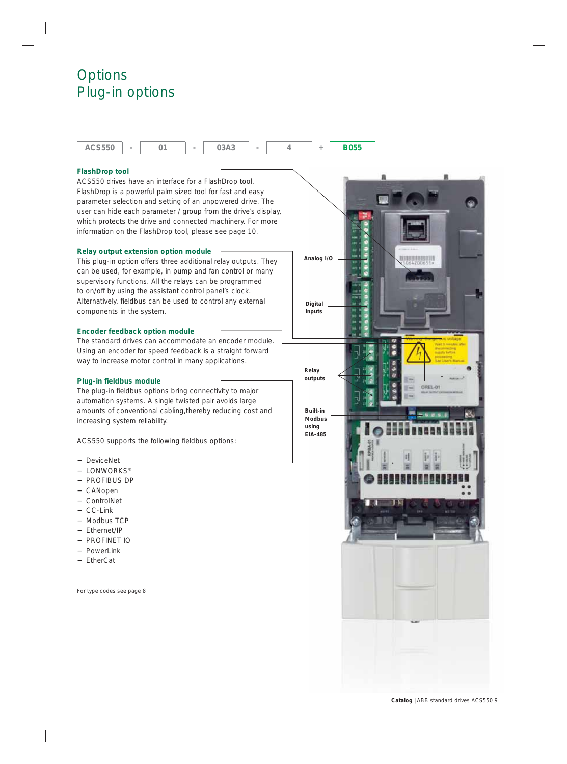# Options
## Plug-in options

| ACS550 | - | 01 | - | 03A3 | - | 4 | + | B055 |
|---|---|---|---|---|---|---|---|---|

### FlashDrop tool

ACS550 drives have an interface for a FlashDrop tool. FlashDrop is a powerful palm sized tool for fast and easy parameter selection and setting of an unpowered drive. The user can hide each parameter / group from the drive's display, which protects the drive and connected machinery. For more information on the FlashDrop tool, please see page 10.

### Relay output extension option module

This plug-in option offers three additional relay outputs. They can be used, for example, in pump and fan control or many supervisory functions. All the relays can be programmed to on/off by using the assistant control panel's clock. Alternatively, fieldbus can be used to control any external components in the system.

### Encoder feedback option module

The standard drives can accommodate an encoder module. Using an encoder for speed feedback is a straight forward way to increase motor control in many applications.

### Plug-in fieldbus module

The plug-in fieldbus options bring connectivity to major automation systems. A single twisted pair avoids large amounts of conventional cabling,thereby reducing cost and increasing system reliability.

ACS550 supports the following fieldbus options:

- DeviceNet
- LONWORKS®
- PROFIBUS DP
- CANopen
- ControlNet
- CC-Link
- Modbus TCP
- Ethernet/IP
- PROFINET IO
- PowerLink
- EtherCat

For type codes see page 8

**Analog I/O**

**Digital inputs**

**Relay outputs**

**Built-in Modbus using EIA-485**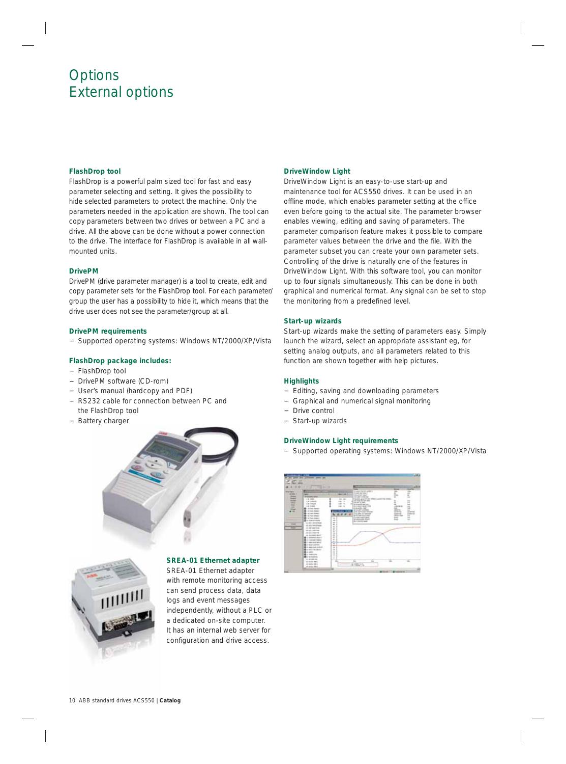# Options
## External options

### FlashDrop tool

FlashDrop is a powerful palm sized tool for fast and easy parameter selecting and setting. It gives the possibility to hide selected parameters to protect the machine. Only the parameters needed in the application are shown. The tool can copy parameters between two drives or between a PC and a drive. All the above can be done without a power connection to the drive. The interface for FlashDrop is available in all wall-mounted units.

### DrivePM

DrivePM (drive parameter manager) is a tool to create, edit and copy parameter sets for the FlashDrop tool. For each parameter/group the user has a possibility to hide it, which means that the drive user does not see the parameter/group at all.

### DrivePM requirements

- Supported operating systems: Windows NT/2000/XP/Vista

### FlashDrop package includes:

- FlashDrop tool
- DrivePM software (CD-rom)
- User's manual (hardcopy and PDF)
- RS232 cable for connection between PC and the FlashDrop tool
- Battery charger

### SREA-01 Ethernet adapter

SREA-01 Ethernet adapter with remote monitoring access can send process data, data logs and event messages independently, without a PLC or a dedicated on-site computer. It has an internal web server for configuration and drive access.

### DriveWindow Light

DriveWindow Light is an easy-to-use start-up and maintenance tool for ACS550 drives. It can be used in an offline mode, which enables parameter setting at the office even before going to the actual site. The parameter browser enables viewing, editing and saving of parameters. The parameter comparison feature makes it possible to compare parameter values between the drive and the file. With the parameter subset you can create your own parameter sets. Controlling of the drive is naturally one of the features in DriveWindow Light. With this software tool, you can monitor up to four signals simultaneously. This can be done in both graphical and numerical format. Any signal can be set to stop the monitoring from a predefined level.

### Start-up wizards

Start-up wizards make the setting of parameters easy. Simply launch the wizard, select an appropriate assistant eg, for setting analog outputs, and all parameters related to this function are shown together with help pictures.

### Highlights

- Editing, saving and downloading parameters
- Graphical and numerical signal monitoring
- Drive control
- Start-up wizards

### DriveWindow Light requirements

- Supported operating systems: Windows NT/2000/XP/Vista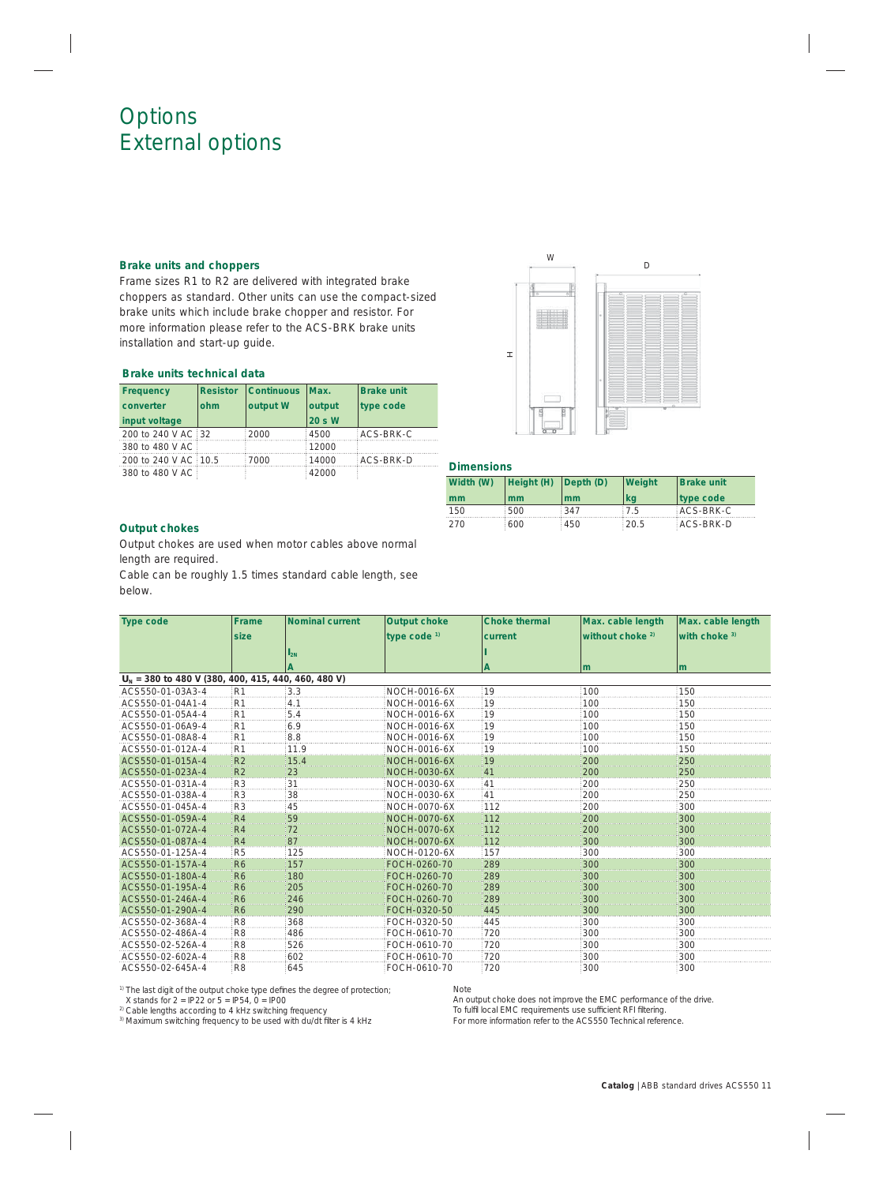# Options
# External options

### Brake units and choppers

Frame sizes R1 to R2 are delivered with integrated brake choppers as standard. Other units can use the compact-sized brake units which include brake chopper and resistor. For more information please refer to the ACS-BRK brake units installation and start-up guide.

### Brake units technical data

| Frequency converter input voltage | Resistor ohm | Continuous output W | Max. output 20 s W | Brake unit type code |
|---|---|---|---|---|
| 200 to 240 V AC | 32 | 2000 | 4500 | ACS-BRK-C |
| 380 to 480 V AC | | | 12000 | |
| 200 to 240 V AC | 10.5 | 7000 | 14000 | ACS-BRK-D |
| 380 to 480 V AC | | | 42000 | |

### Dimensions

| Width (W) mm | Height (H) mm | Depth (D) mm | Weight kg | Brake unit type code |
|---|---|---|---|---|
| 150 | 500 | 347 | 7.5 | ACS-BRK-C |
| 270 | 600 | 450 | 20.5 | ACS-BRK-D |

### Output chokes

Output chokes are used when motor cables above normal length are required.

Cable can be roughly 1.5 times standard cable length, see below.

| Type code | Frame size | Nominal current $I_{2N}$ A | Output choke type code [1] | Choke thermal current I A | Max. cable length without choke [2] m | Max. cable length with choke [3] m |
|---|---|---|---|---|---|---|
| $U_N$ = 380 to 480 V (380, 400, 415, 440, 460, 480 V) | | | | | | |
| ACS550-01-03A3-4 | R1 | 3.3 | NOCH-0016-6X | 19 | 100 | 150 |
| ACS550-01-04A1-4 | R1 | 4.1 | NOCH-0016-6X | 19 | 100 | 150 |
| ACS550-01-05A4-4 | R1 | 5.4 | NOCH-0016-6X | 19 | 100 | 150 |
| ACS550-01-06A9-4 | R1 | 6.9 | NOCH-0016-6X | 19 | 100 | 150 |
| ACS550-01-08A8-4 | R1 | 8.8 | NOCH-0016-6X | 19 | 100 | 150 |
| ACS550-01-012A-4 | R1 | 11.9 | NOCH-0016-6X | 19 | 100 | 150 |
| ACS550-01-015A-4 | R2 | 15.4 | NOCH-0016-6X | 19 | 200 | 250 |
| ACS550-01-023A-4 | R2 | 23 | NOCH-0030-6X | 41 | 200 | 250 |
| ACS550-01-031A-4 | R3 | 31 | NOCH-0030-6X | 41 | 200 | 250 |
| ACS550-01-038A-4 | R3 | 38 | NOCH-0030-6X | 41 | 200 | 250 |
| ACS550-01-045A-4 | R3 | 45 | NOCH-0070-6X | 112 | 200 | 300 |
| ACS550-01-059A-4 | R4 | 59 | NOCH-0070-6X | 112 | 200 | 300 |
| ACS550-01-072A-4 | R4 | 72 | NOCH-0070-6X | 112 | 200 | 300 |
| ACS550-01-087A-4 | R4 | 87 | NOCH-0070-6X | 112 | 300 | 300 |
| ACS550-01-125A-4 | R5 | 125 | NOCH-0120-6X | 157 | 300 | 300 |
| ACS550-01-157A-4 | R6 | 157 | FOCH-0260-70 | 289 | 300 | 300 |
| ACS550-01-180A-4 | R6 | 180 | FOCH-0260-70 | 289 | 300 | 300 |
| ACS550-01-195A-4 | R6 | 205 | FOCH-0260-70 | 289 | 300 | 300 |
| ACS550-01-246A-4 | R6 | 246 | FOCH-0260-70 | 289 | 300 | 300 |
| ACS550-01-290A-4 | R6 | 290 | FOCH-0320-50 | 445 | 300 | 300 |
| ACS550-02-368A-4 | R8 | 368 | FOCH-0320-50 | 445 | 300 | 300 |
| ACS550-02-486A-4 | R8 | 486 | FOCH-0610-70 | 720 | 300 | 300 |
| ACS550-02-526A-4 | R8 | 526 | FOCH-0610-70 | 720 | 300 | 300 |
| ACS550-02-602A-4 | R8 | 602 | FOCH-0610-70 | 720 | 300 | 300 |
| ACS550-02-645A-4 | R8 | 645 | FOCH-0610-70 | 720 | 300 | 300 |

[1] The last digit of the output choke type defines the degree of protection; X stands for 2 = IP22 or 5 = IP54, 0 = IP00
[2] Cable lengths according to 4 kHz switching frequency
[3] Maximum switching frequency to be used with du/dt filter is 4 kHz

Note
An output choke does not improve the EMC performance of the drive. To fulfil local EMC requirements use sufficient RFI filtering. For more information refer to the ACS550 Technical reference.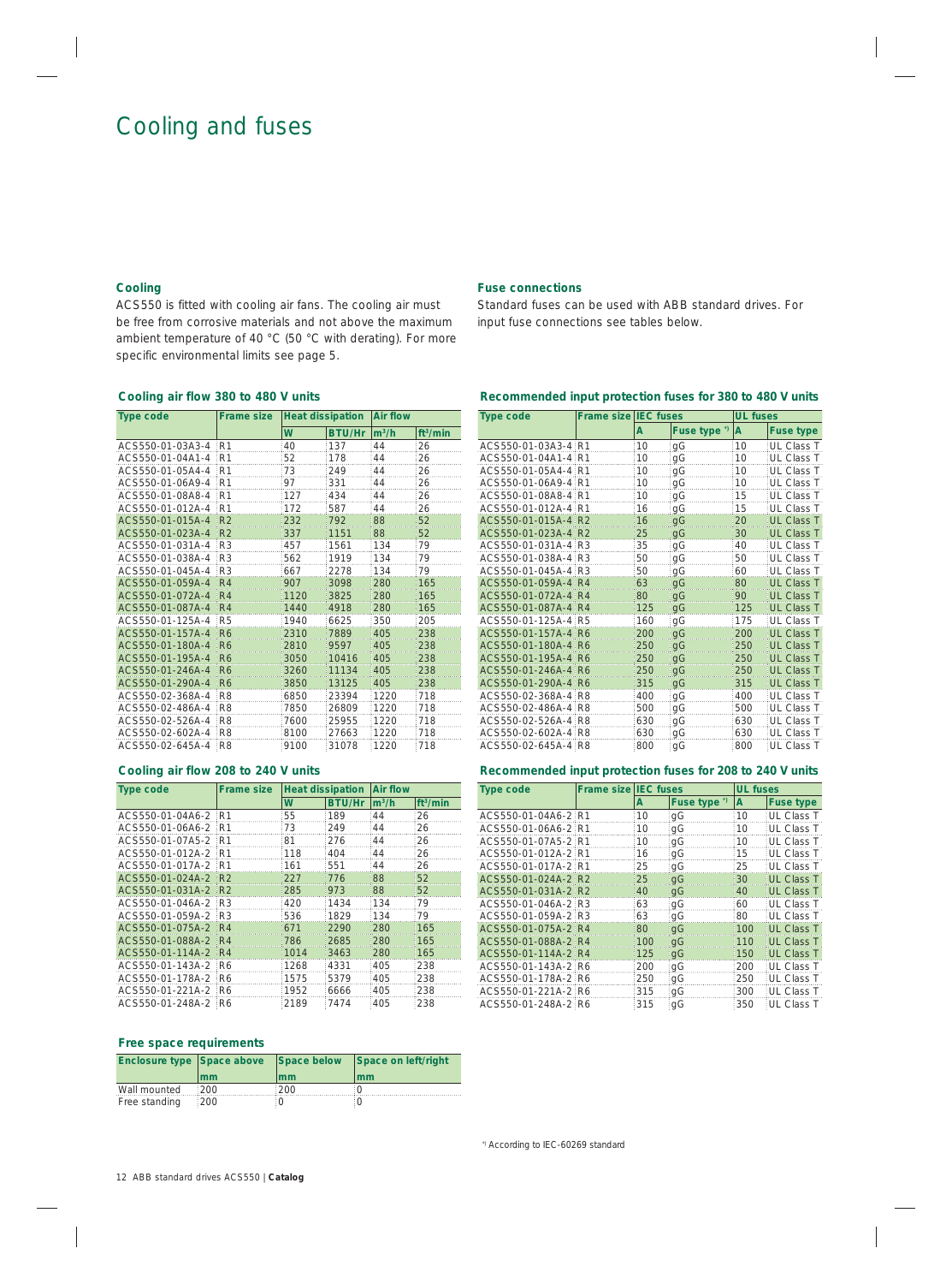# Cooling and fuses

### Cooling

ACS550 is fitted with cooling air fans. The cooling air must be free from corrosive materials and not above the maximum ambient temperature of 40 °C (50 °C with derating). For more specific environmental limits see page 5.

### Cooling air flow 380 to 480 V units

| Type code | Frame size | Heat dissipation | | Air flow | |
|---|---|---|---|---|---|
| | | W | BTU/Hr | $m^3/h$ | $ft^3/min$ |
| ACS550-01-03A3-4 | R1 | 40 | 137 | 44 | 26 |
| ACS550-01-04A1-4 | R1 | 52 | 178 | 44 | 26 |
| ACS550-01-05A4-4 | R1 | 73 | 249 | 44 | 26 |
| ACS550-01-06A9-4 | R1 | 97 | 331 | 44 | 26 |
| ACS550-01-08A8-4 | R1 | 127 | 434 | 44 | 26 |
| ACS550-01-012A-4 | R1 | 172 | 587 | 44 | 26 |
| ACS550-01-015A-4 | R2 | 232 | 792 | 88 | 52 |
| ACS550-01-023A-4 | R2 | 337 | 1151 | 88 | 52 |
| ACS550-01-031A-4 | R3 | 457 | 1561 | 134 | 79 |
| ACS550-01-038A-4 | R3 | 562 | 1919 | 134 | 79 |
| ACS550-01-045A-4 | R3 | 667 | 2278 | 134 | 79 |
| ACS550-01-059A-4 | R4 | 907 | 3098 | 280 | 165 |
| ACS550-01-072A-4 | R4 | 1120 | 3825 | 280 | 165 |
| ACS550-01-087A-4 | R4 | 1440 | 4918 | 280 | 165 |
| ACS550-01-125A-4 | R5 | 1940 | 6625 | 350 | 205 |
| ACS550-01-157A-4 | R6 | 2310 | 7889 | 405 | 238 |
| ACS550-01-180A-4 | R6 | 2810 | 9597 | 405 | 238 |
| ACS550-01-195A-4 | R6 | 3050 | 10416 | 405 | 238 |
| ACS550-01-246A-4 | R6 | 3260 | 11134 | 405 | 238 |
| ACS550-01-290A-4 | R6 | 3850 | 13125 | 405 | 238 |
| ACS550-02-368A-4 | R8 | 6850 | 23394 | 1220 | 718 |
| ACS550-02-486A-4 | R8 | 7850 | 26809 | 1220 | 718 |
| ACS550-02-526A-4 | R8 | 7600 | 25955 | 1220 | 718 |
| ACS550-02-602A-4 | R8 | 8100 | 27663 | 1220 | 718 |
| ACS550-02-645A-4 | R8 | 9100 | 31078 | 1220 | 718 |

### Cooling air flow 208 to 240 V units

| Type code | Frame size | Heat dissipation | | Air flow | |
|---|---|---|---|---|---|
| | | W | BTU/Hr | $m^3/h$ | $ft^3/min$ |
| ACS550-01-04A6-2 | R1 | 55 | 189 | 44 | 26 |
| ACS550-01-06A6-2 | R1 | 73 | 249 | 44 | 26 |
| ACS550-01-07A5-2 | R1 | 81 | 276 | 44 | 26 |
| ACS550-01-012A-2 | R1 | 118 | 404 | 44 | 26 |
| ACS550-01-017A-2 | R1 | 161 | 551 | 44 | 26 |
| ACS550-01-024A-2 | R2 | 227 | 776 | 88 | 52 |
| ACS550-01-031A-2 | R2 | 285 | 973 | 88 | 52 |
| ACS550-01-046A-2 | R3 | 420 | 1434 | 134 | 79 |
| ACS550-01-059A-2 | R3 | 536 | 1829 | 134 | 79 |
| ACS550-01-075A-2 | R4 | 671 | 2290 | 280 | 165 |
| ACS550-01-088A-2 | R4 | 786 | 2685 | 280 | 165 |
| ACS550-01-114A-2 | R4 | 1014 | 3463 | 280 | 165 |
| ACS550-01-143A-2 | R6 | 1268 | 4331 | 405 | 238 |
| ACS550-01-178A-2 | R6 | 1575 | 5379 | 405 | 238 |
| ACS550-01-221A-2 | R6 | 1952 | 6666 | 405 | 238 |
| ACS550-01-248A-2 | R6 | 2189 | 7474 | 405 | 238 |

### Free space requirements

| Enclosure type | Space above | Space below | Space on left/right |
|---|---|---|---|
| | mm | mm | mm |
| Wall mounted | 200 | 200 | 0 |
| Free standing | 200 | 0 | 0 |

### Fuse connections

Standard fuses can be used with ABB standard drives. For input fuse connections see tables below.

### Recommended input protection fuses for 380 to 480 V units

| Type code | Frame size | IEC fuses | | UL fuses | |
|---|---|---|---|---|---|
| | | A | Fuse type *) | A | Fuse type |
| ACS550-01-03A3-4 | R1 | 10 | gG | 10 | UL Class T |
| ACS550-01-04A1-4 | R1 | 10 | gG | 10 | UL Class T |
| ACS550-01-05A4-4 | R1 | 10 | gG | 10 | UL Class T |
| ACS550-01-06A9-4 | R1 | 10 | gG | 10 | UL Class T |
| ACS550-01-08A8-4 | R1 | 10 | gG | 15 | UL Class T |
| ACS550-01-012A-4 | R1 | 16 | gG | 15 | UL Class T |
| ACS550-01-015A-4 | R2 | 16 | gG | 20 | UL Class T |
| ACS550-01-023A-4 | R2 | 25 | gG | 30 | UL Class T |
| ACS550-01-031A-4 | R3 | 35 | gG | 40 | UL Class T |
| ACS550-01-038A-4 | R3 | 50 | gG | 50 | UL Class T |
| ACS550-01-045A-4 | R3 | 50 | gG | 60 | UL Class T |
| ACS550-01-059A-4 | R4 | 63 | gG | 80 | UL Class T |
| ACS550-01-072A-4 | R4 | 80 | gG | 90 | UL Class T |
| ACS550-01-087A-4 | R4 | 125 | gG | 125 | UL Class T |
| ACS550-01-125A-4 | R5 | 160 | gG | 175 | UL Class T |
| ACS550-01-157A-4 | R6 | 200 | gG | 200 | UL Class T |
| ACS550-01-180A-4 | R6 | 250 | gG | 250 | UL Class T |
| ACS550-01-195A-4 | R6 | 250 | gG | 250 | UL Class T |
| ACS550-01-246A-4 | R6 | 250 | gG | 250 | UL Class T |
| ACS550-01-290A-4 | R6 | 315 | gG | 315 | UL Class T |
| ACS550-02-368A-4 | R8 | 400 | gG | 400 | UL Class T |
| ACS550-02-486A-4 | R8 | 500 | gG | 500 | UL Class T |
| ACS550-02-526A-4 | R8 | 630 | gG | 630 | UL Class T |
| ACS550-02-602A-4 | R8 | 630 | gG | 630 | UL Class T |
| ACS550-02-645A-4 | R8 | 800 | gG | 800 | UL Class T |

### Recommended input protection fuses for 208 to 240 V units

| Type code | Frame size | IEC fuses | | UL fuses | |
|---|---|---|---|---|---|
| | | A | Fuse type *) | A | Fuse type |
| ACS550-01-04A6-2 | R1 | 10 | gG | 10 | UL Class T |
| ACS550-01-06A6-2 | R1 | 10 | gG | 10 | UL Class T |
| ACS550-01-07A5-2 | R1 | 10 | gG | 10 | UL Class T |
| ACS550-01-012A-2 | R1 | 16 | gG | 15 | UL Class T |
| ACS550-01-017A-2 | R1 | 25 | gG | 25 | UL Class T |
| ACS550-01-024A-2 | R2 | 25 | gG | 30 | UL Class T |
| ACS550-01-031A-2 | R2 | 40 | gG | 40 | UL Class T |
| ACS550-01-046A-2 | R3 | 63 | gG | 60 | UL Class T |
| ACS550-01-059A-2 | R3 | 63 | gG | 80 | UL Class T |
| ACS550-01-075A-2 | R4 | 80 | gG | 100 | UL Class T |
| ACS550-01-088A-2 | R4 | 100 | gG | 110 | UL Class T |
| ACS550-01-114A-2 | R4 | 125 | gG | 150 | UL Class T |
| ACS550-01-143A-2 | R6 | 200 | gG | 200 | UL Class T |
| ACS550-01-178A-2 | R6 | 250 | gG | 250 | UL Class T |
| ACS550-01-221A-2 | R6 | 315 | gG | 300 | UL Class T |
| ACS550-01-248A-2 | R6 | 315 | gG | 350 | UL Class T |

*) According to IEC-60269 standard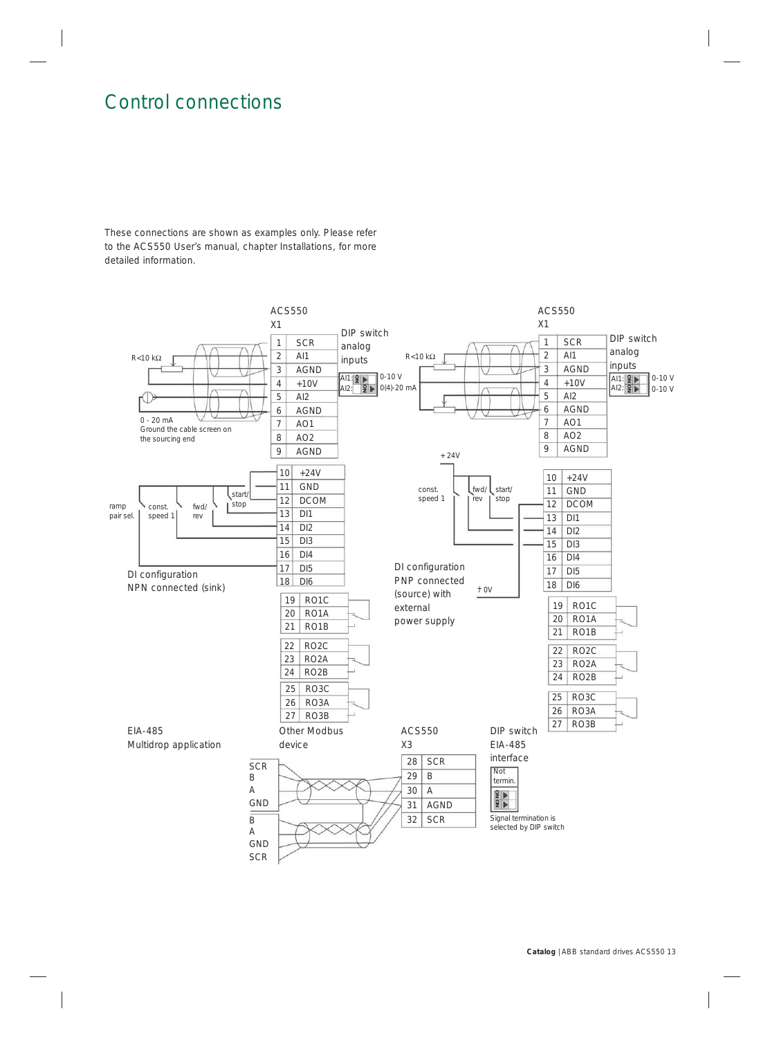# Control connections

These connections are shown as examples only. Please refer to the ACS550 User's manual, chapter Installations, for more detailed information.

**ACS550 X1 — DI configuration NPN connected (sink)**

R<10 kΩ

0 - 20 mA
Ground the cable screen on the sourcing end

DIP switch analog inputs: AI1: 0-10 V; AI2: 0(4)-20 mA

| Terminal | Signal |
|---|---|
| 1 | SCR |
| 2 | AI1 |
| 3 | AGND |
| 4 | +10V |
| 5 | AI2 |
| 6 | AGND |
| 7 | AO1 |
| 8 | AO2 |
| 9 | AGND |
| 10 | +24V |
| 11 | GND |
| 12 | DCOM |
| 13 | DI1 |
| 14 | DI2 |
| 15 | DI3 |
| 16 | DI4 |
| 17 | DI5 |
| 18 | DI6 |
| 19 | RO1C |
| 20 | RO1A |
| 21 | RO1B |
| 22 | RO2C |
| 23 | RO2A |
| 24 | RO2B |
| 25 | RO3C |
| 26 | RO3A |
| 27 | RO3B |

start/stop, fwd/rev, const. speed 1, ramp pair sel.

DI configuration
NPN connected (sink)

**ACS550 X1 — DI configuration PNP connected (source) with external power supply**

R<10 kΩ

DIP switch analog inputs: AI1: 0-10 V; AI2: 0-10 V

| Terminal | Signal |
|---|---|
| 1 | SCR |
| 2 | AI1 |
| 3 | AGND |
| 4 | +10V |
| 5 | AI2 |
| 6 | AGND |
| 7 | AO1 |
| 8 | AO2 |
| 9 | AGND |
| 10 | +24V |
| 11 | GND |
| 12 | DCOM |
| 13 | DI1 |
| 14 | DI2 |
| 15 | DI3 |
| 16 | DI4 |
| 17 | DI5 |
| 18 | DI6 |
| 19 | RO1C |
| 20 | RO1A |
| 21 | RO1B |
| 22 | RO2C |
| 23 | RO2A |
| 24 | RO2B |
| 25 | RO3C |
| 26 | RO3A |
| 27 | RO3B |

+ 24V, const. speed 1, fwd/rev, start/stop, + 0V

DI configuration
PNP connected
(source) with
external
power supply

**EIA-485 Multidrop application**

Other Modbus device: SCR, B, A, GND / B, A, GND, SCR

ACS550 X3

| Terminal | Signal |
|---|---|
| 28 | SCR |
| 29 | B |
| 30 | A |
| 31 | AGND |
| 32 | SCR |

DIP switch EIA-485 interface: Not termin.

Signal termination is selected by DIP switch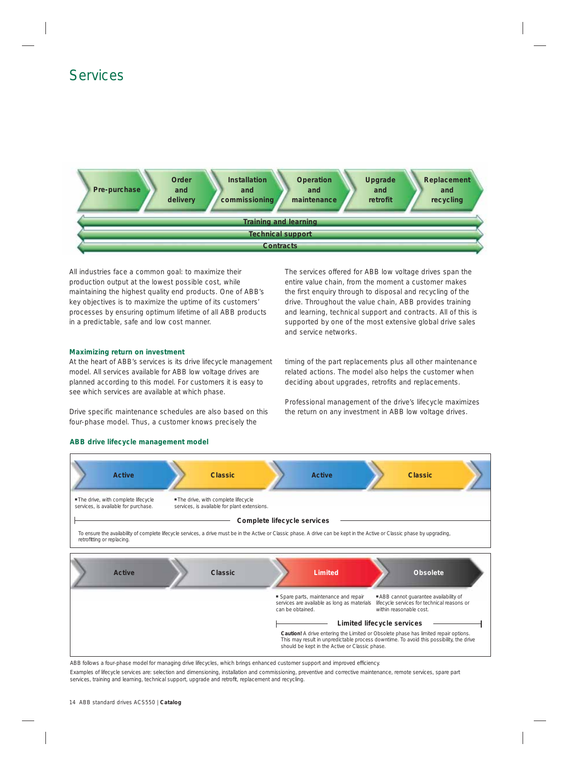# Services

Pre-purchase | Order and delivery | Installation and commissioning | Operation and maintenance | Upgrade and retrofit | Replacement and recycling

Training and learning

Technical support

Contracts

All industries face a common goal: to maximize their production output at the lowest possible cost, while maintaining the highest quality end products. One of ABB's key objectives is to maximize the uptime of its customers' processes by ensuring optimum lifetime of all ABB products in a predictable, safe and low cost manner.

The services offered for ABB low voltage drives span the entire value chain, from the moment a customer makes the first enquiry through to disposal and recycling of the drive. Throughout the value chain, ABB provides training and learning, technical support and contracts. All of this is supported by one of the most extensive global drive sales and service networks.

### Maximizing return on investment

At the heart of ABB's services is its drive lifecycle management model. All services available for ABB low voltage drives are planned according to this model. For customers it is easy to see which services are available at which phase.

Drive specific maintenance schedules are also based on this four-phase model. Thus, a customer knows precisely the timing of the part replacements plus all other maintenance related actions. The model also helps the customer when deciding about upgrades, retrofits and replacements.

Professional management of the drive's lifecycle maximizes the return on any investment in ABB low voltage drives.

### ABB drive lifecycle management model

Active | Classic | Active | Classic

- The drive, with complete lifecycle services, is available for purchase.
- The drive, with complete lifecycle services, is available for plant extensions.

**Complete lifecycle services**

To ensure the availability of complete lifecycle services, a drive must be in the Active or Classic phase. A drive can be kept in the Active or Classic phase by upgrading, retrofitting or replacing.

Active | Classic | Limited | Obsolete

- Spare parts, maintenance and repair services are available as long as materials can be obtained.
- ABB cannot guarantee availability of lifecycle services for technical reasons or within reasonable cost.

**Limited lifecycle services**

**Caution!** A drive entering the Limited or Obsolete phase has limited repair options. This may result in unpredictable process downtime. To avoid this possibility, the drive should be kept in the Active or Classic phase.

ABB follows a four-phase model for managing drive lifecycles, which brings enhanced customer support and improved efficiency.

Examples of lifecycle services are: selection and dimensioning, installation and commissioning, preventive and corrective maintenance, remote services, spare part services, training and learning, technical support, upgrade and retrofit, replacement and recycling.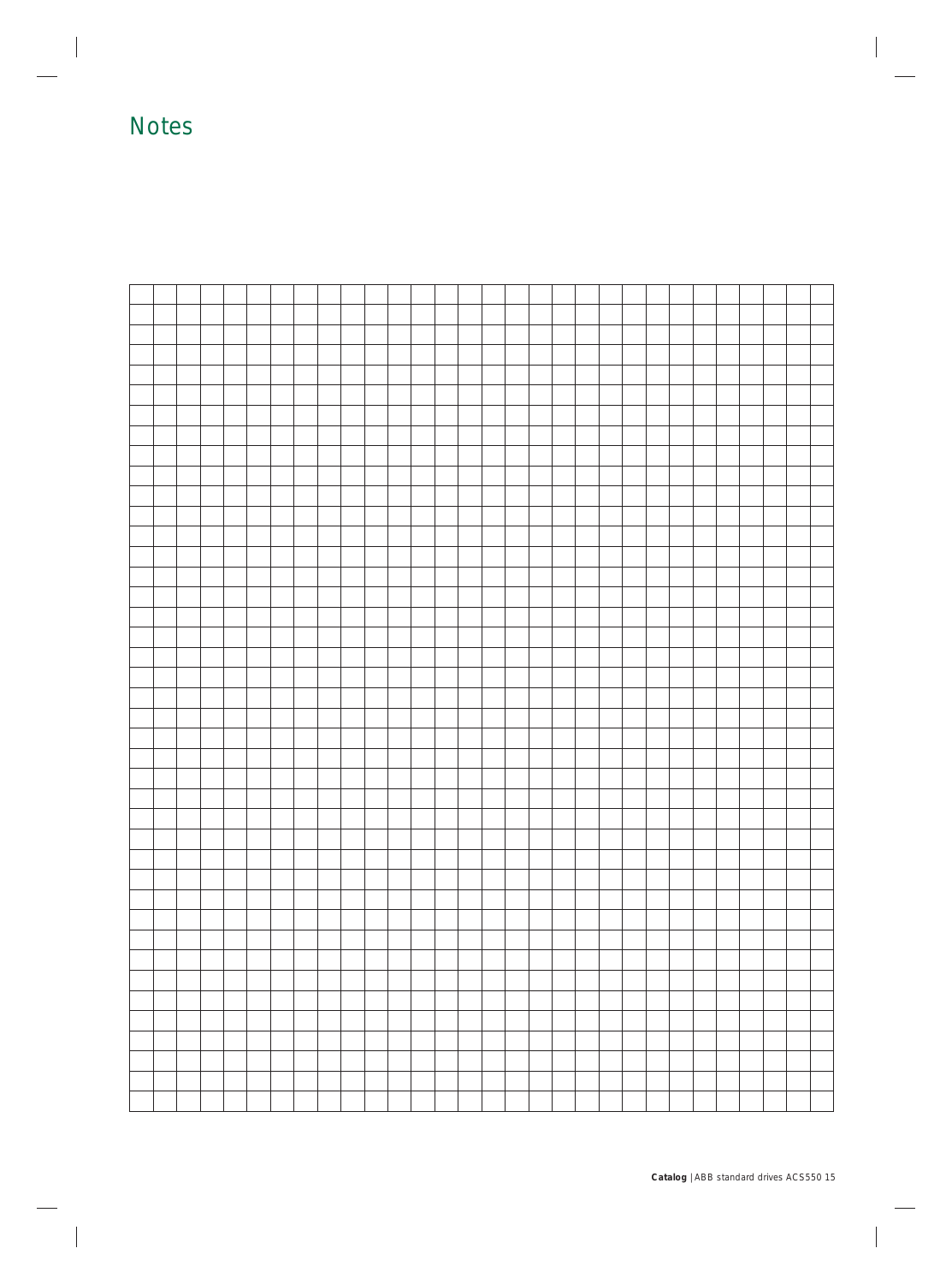# Notes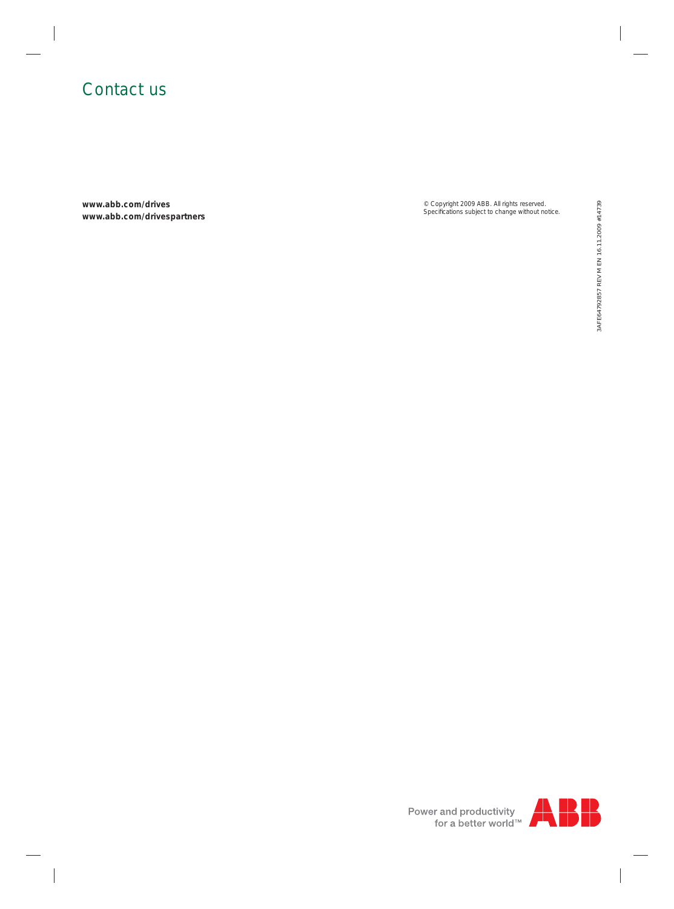# Contact us

**www.abb.com/drives**
**www.abb.com/drivespartners**

© Copyright 2009 ABB. All rights reserved.
Specifications subject to change without notice.

3AFE64792857 REV M EN 16.11.2009 #14739

Power and productivity
for a better world™